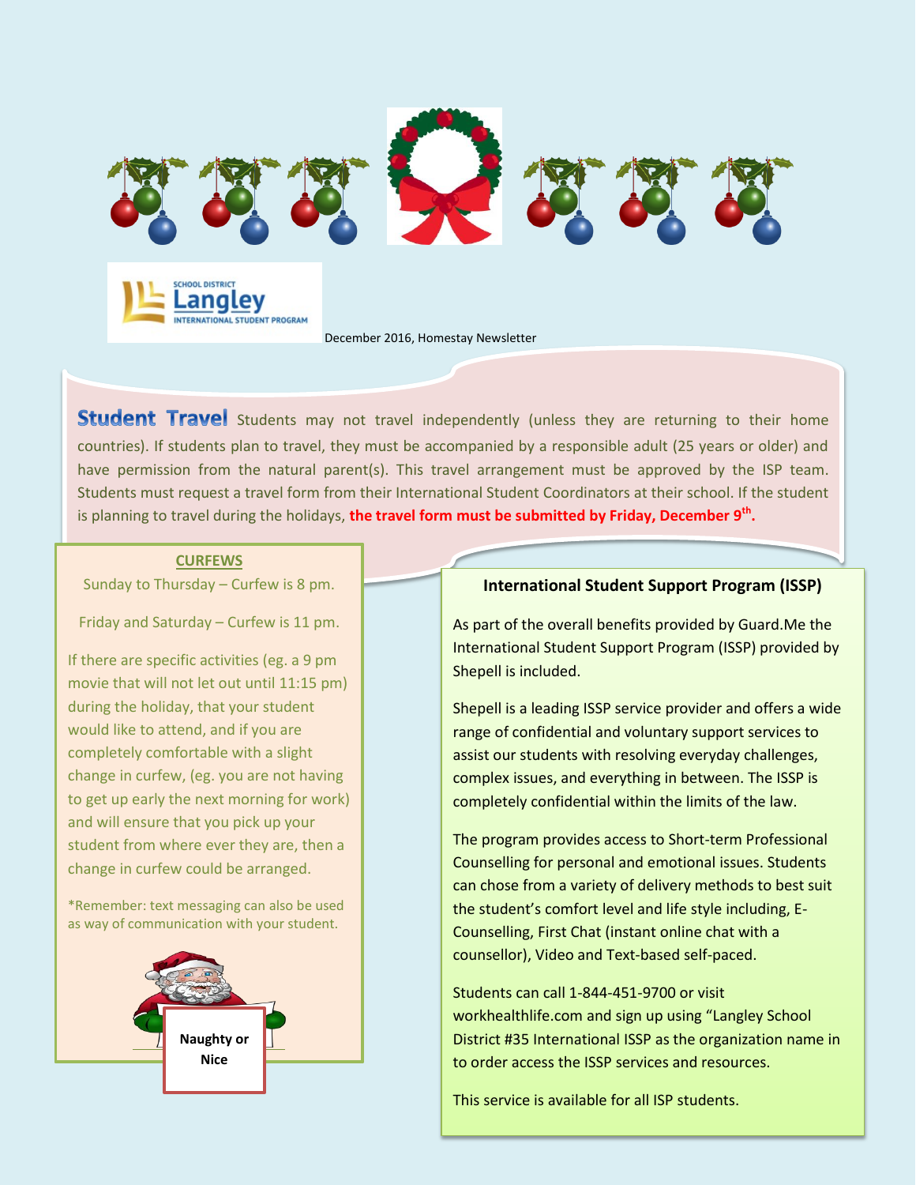December 2016, Homestay Newsletter

**Student Travel** Students may not travel independently (unless they are returning to their home countries). If students plan to travel, they must be accompanied by a responsible adult (25 years or older) and have permission from the natural parent(s). This travel arrangement must be approved by the ISP team. Students must request a travel form from their International Student Coordinators at their school. If the student is planning to travel during the holidays, **the travel form must be submitted by Friday, December 9th.**

## CURFEWS

Sunday to Thursday – Curfew is 8 pm.

Friday and Saturday – Curfew is 11 pm.

If there are specific activities (eg. a 9 pm movie that will not let out until 11:15 pm) during the holiday, that your student would like to attend, and if you are completely comfortable with a slight change in curfew, (eg. you are not having to get up early the next morning for work) and will ensure that you pick up your student from where ever they are, then a change in curfew could be arranged.

*Remember: text messaging can also be used as way of communication with your student.

**Naughty or Nice**

## International Student Support Program (ISSP)

As part of the overall benefits provided by Guard.Me the International Student Support Program (ISSP) provided by Shepell is included.

Shepell is a leading ISSP service provider and offers a wide range of confidential and voluntary support services to assist our students with resolving everyday challenges, complex issues, and everything in between. The ISSP is completely confidential within the limits of the law.

The program provides access to Short-term Professional Counselling for personal and emotional issues. Students can chose from a variety of delivery methods to best suit the student's comfort level and life style including, E-Counselling, First Chat (instant online chat with a counsellor), Video and Text-based self-paced.

Students can call 1-844-451-9700 or visit workhealthlife.com and sign up using "Langley School District #35 International ISSP as the organization name in to order access the ISSP services and resources.

This service is available for all ISP students.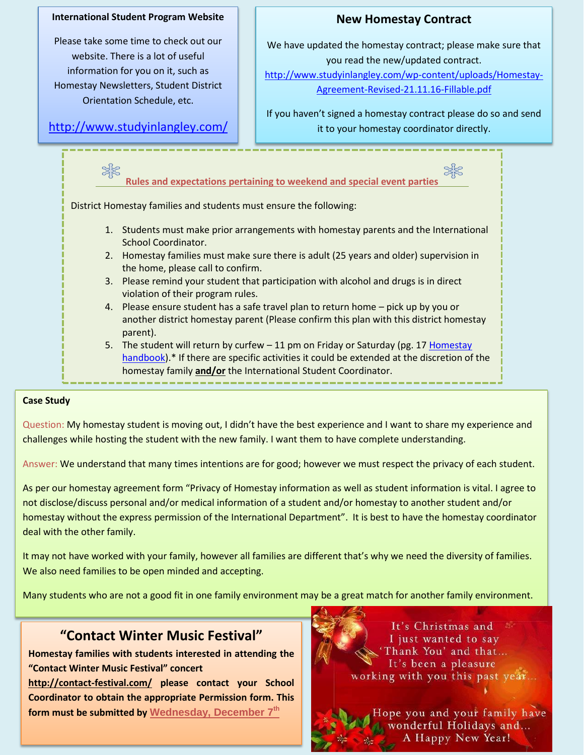### International Student Program Website

Please take some time to check out our website. There is a lot of useful information for you on it, such as Homestay Newsletters, Student District Orientation Schedule, etc.

http://www.studyinlangley.com/

## New Homestay Contract

We have updated the homestay contract; please make sure that you read the new/updated contract.
http://www.studyinlangley.com/wp-content/uploads/Homestay-Agreement-Revised-21.11.16-Fillable.pdf

If you haven't signed a homestay contract please do so and send it to your homestay coordinator directly.

### Rules and expectations pertaining to weekend and special event parties

District Homestay families and students must ensure the following:

1. Students must make prior arrangements with homestay parents and the International School Coordinator.
2. Homestay families must make sure there is adult (25 years and older) supervision in the home, please call to confirm.
3. Please remind your student that participation with alcohol and drugs is in direct violation of their program rules.
4. Please ensure student has a safe travel plan to return home – pick up by you or another district homestay parent (Please confirm this plan with this district homestay parent).
5. The student will return by curfew – 11 pm on Friday or Saturday (pg. 17 Homestay handbook).* If there are specific activities it could be extended at the discretion of the homestay family **and/or** the International Student Coordinator.

### Case Study

Question: My homestay student is moving out, I didn't have the best experience and I want to share my experience and challenges while hosting the student with the new family. I want them to have complete understanding.

Answer: We understand that many times intentions are for good; however we must respect the privacy of each student.

As per our homestay agreement form "Privacy of Homestay information as well as student information is vital. I agree to not disclose/discuss personal and/or medical information of a student and/or homestay to another student and/or homestay without the express permission of the International Department". It is best to have the homestay coordinator deal with the other family.

It may not have worked with your family, however all families are different that's why we need the diversity of families. We also need families to be open minded and accepting.

Many students who are not a good fit in one family environment may be a great match for another family environment.

## "Contact Winter Music Festival"

**Homestay families with students interested in attending the "Contact Winter Music Festival" concert http://contact-festival.com/ please contact your School Coordinator to obtain the appropriate Permission form. This form must be submitted by Wednesday, December 7th**

It's Christmas and I just wanted to say 'Thank You' and that... It's been a pleasure working with you this past year...

Hope you and your family have wonderful Holidays and... A Happy New Year!